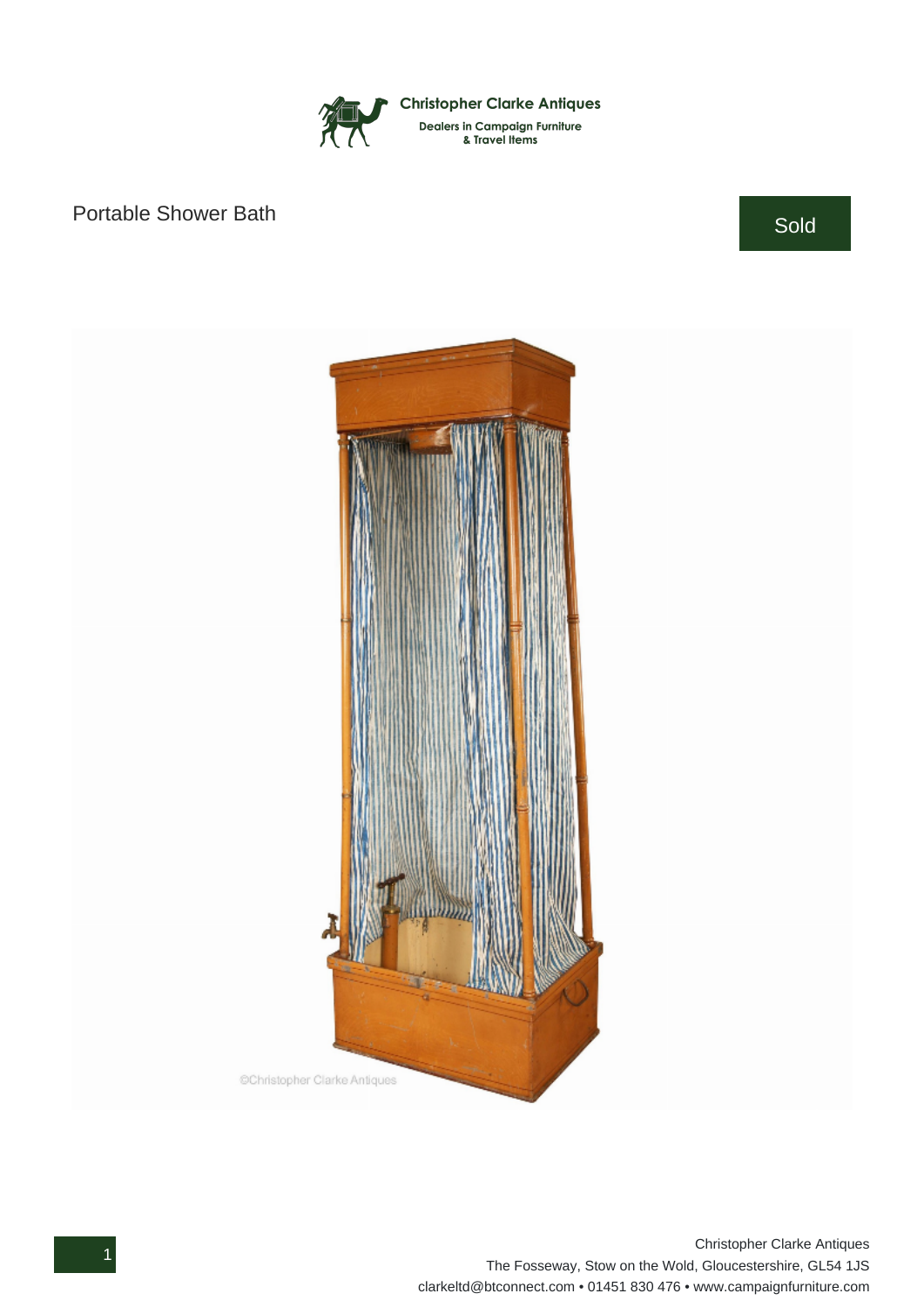Christopher Clarke Antiques

Dealers in Campaign Furniture & Travel Items

# Portable Shower Bath

Sold

Christopher Clarke Antiques
The Fosseway, Stow on the Wold, Gloucestershire, GL54 1JS
clarkeltd@btconnect.com • 01451 830 476 • www.campaignfurniture.com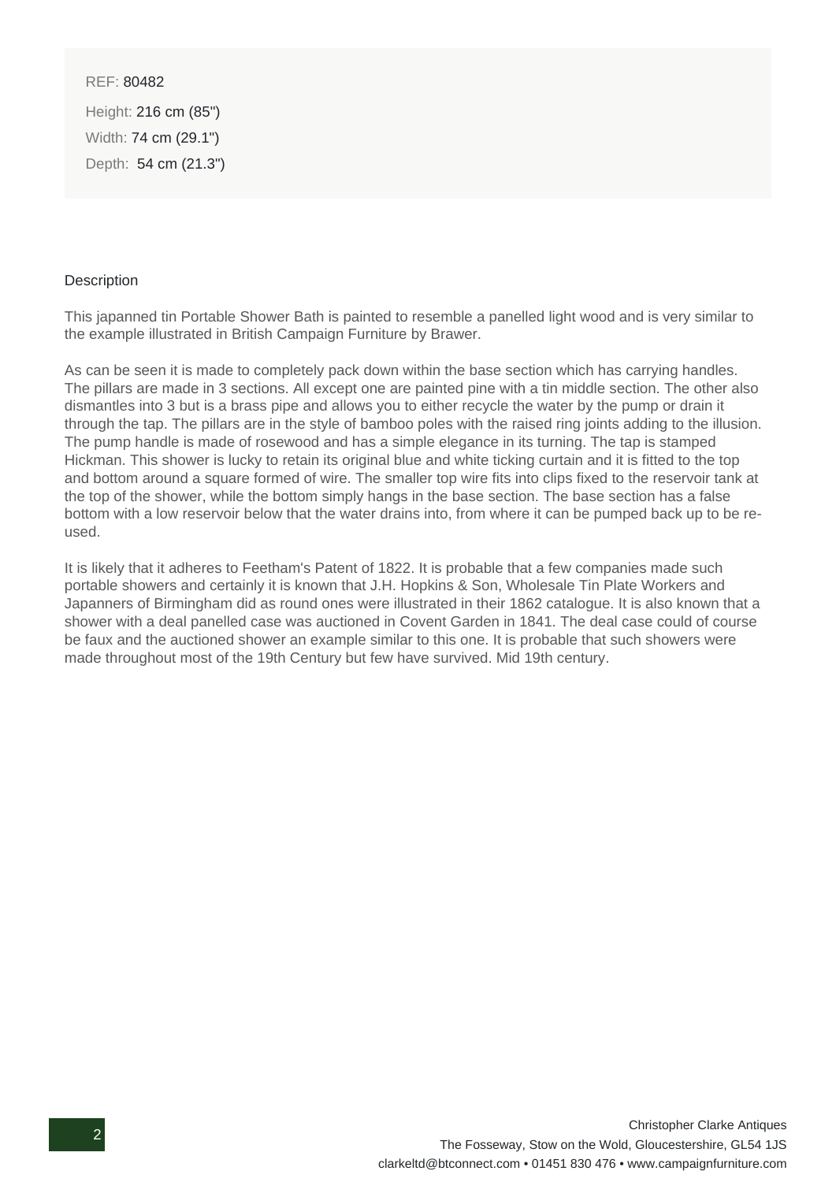REF: 80482

Height: 216 cm (85")

Width: 74 cm (29.1")

Depth: 54 cm (21.3")

Description

This japanned tin Portable Shower Bath is painted to resemble a panelled light wood and is very similar to the example illustrated in British Campaign Furniture by Brawer.

As can be seen it is made to completely pack down within the base section which has carrying handles. The pillars are made in 3 sections. All except one are painted pine with a tin middle section. The other also dismantles into 3 but is a brass pipe and allows you to either recycle the water by the pump or drain it through the tap. The pillars are in the style of bamboo poles with the raised ring joints adding to the illusion. The pump handle is made of rosewood and has a simple elegance in its turning. The tap is stamped Hickman. This shower is lucky to retain its original blue and white ticking curtain and it is fitted to the top and bottom around a square formed of wire. The smaller top wire fits into clips fixed to the reservoir tank at the top of the shower, while the bottom simply hangs in the base section. The base section has a false bottom with a low reservoir below that the water drains into, from where it can be pumped back up to be re-used.

It is likely that it adheres to Feetham's Patent of 1822. It is probable that a few companies made such portable showers and certainly it is known that J.H. Hopkins & Son, Wholesale Tin Plate Workers and Japanners of Birmingham did as round ones were illustrated in their 1862 catalogue. It is also known that a shower with a deal panelled case was auctioned in Covent Garden in 1841. The deal case could of course be faux and the auctioned shower an example similar to this one. It is probable that such showers were made throughout most of the 19th Century but few have survived. Mid 19th century.